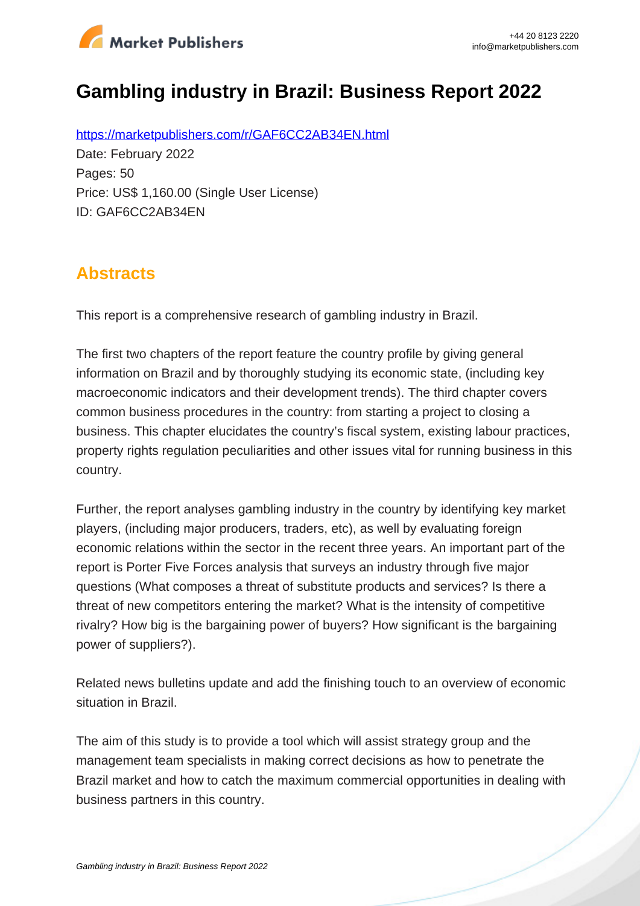# Gambling industry in Brazil: Business Report 2022

https://marketpublishers.com/r/GAF6CC2AB34EN.html

Date: February 2022

Pages: 50

Price: US$ 1,160.00 (Single User License)

ID: GAF6CC2AB34EN

## Abstracts

This report is a comprehensive research of gambling industry in Brazil.

The first two chapters of the report feature the country profile by giving general information on Brazil and by thoroughly studying its economic state, (including key macroeconomic indicators and their development trends). The third chapter covers common business procedures in the country: from starting a project to closing a business. This chapter elucidates the country's fiscal system, existing labour practices, property rights regulation peculiarities and other issues vital for running business in this country.

Further, the report analyses gambling industry in the country by identifying key market players, (including major producers, traders, etc), as well by evaluating foreign economic relations within the sector in the recent three years. An important part of the report is Porter Five Forces analysis that surveys an industry through five major questions (What composes a threat of substitute products and services? Is there a threat of new competitors entering the market? What is the intensity of competitive rivalry? How big is the bargaining power of buyers? How significant is the bargaining power of suppliers?).

Related news bulletins update and add the finishing touch to an overview of economic situation in Brazil.

The aim of this study is to provide a tool which will assist strategy group and the management team specialists in making correct decisions as how to penetrate the Brazil market and how to catch the maximum commercial opportunities in dealing with business partners in this country.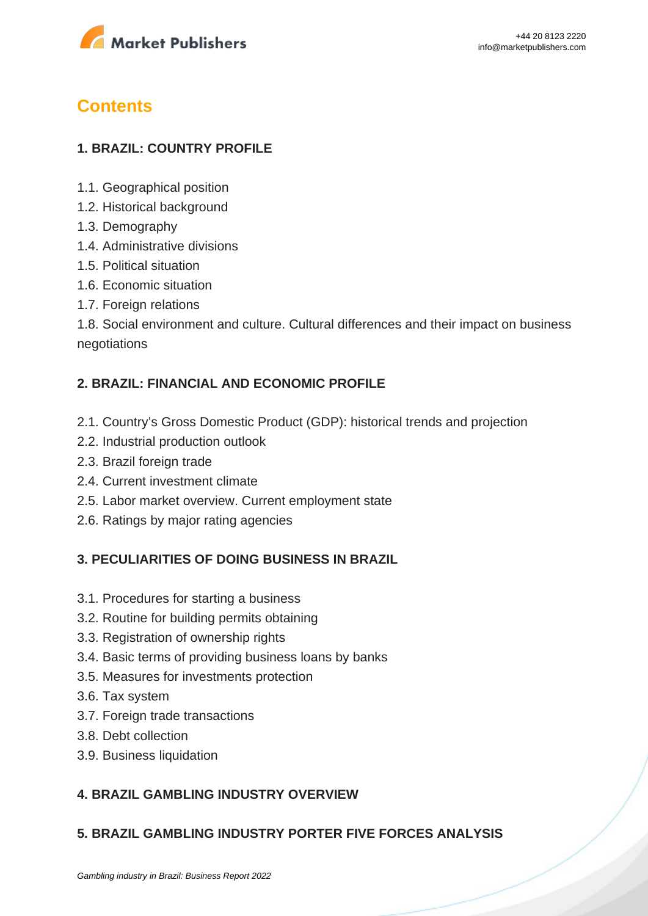# Contents

## 1. BRAZIL: COUNTRY PROFILE

1.1. Geographical position
1.2. Historical background
1.3. Demography
1.4. Administrative divisions
1.5. Political situation
1.6. Economic situation
1.7. Foreign relations
1.8. Social environment and culture. Cultural differences and their impact on business negotiations

## 2. BRAZIL: FINANCIAL AND ECONOMIC PROFILE

2.1. Country's Gross Domestic Product (GDP): historical trends and projection
2.2. Industrial production outlook
2.3. Brazil foreign trade
2.4. Current investment climate
2.5. Labor market overview. Current employment state
2.6. Ratings by major rating agencies

## 3. PECULIARITIES OF DOING BUSINESS IN BRAZIL

3.1. Procedures for starting a business
3.2. Routine for building permits obtaining
3.3. Registration of ownership rights
3.4. Basic terms of providing business loans by banks
3.5. Measures for investments protection
3.6. Tax system
3.7. Foreign trade transactions
3.8. Debt collection
3.9. Business liquidation

## 4. BRAZIL GAMBLING INDUSTRY OVERVIEW

## 5. BRAZIL GAMBLING INDUSTRY PORTER FIVE FORCES ANALYSIS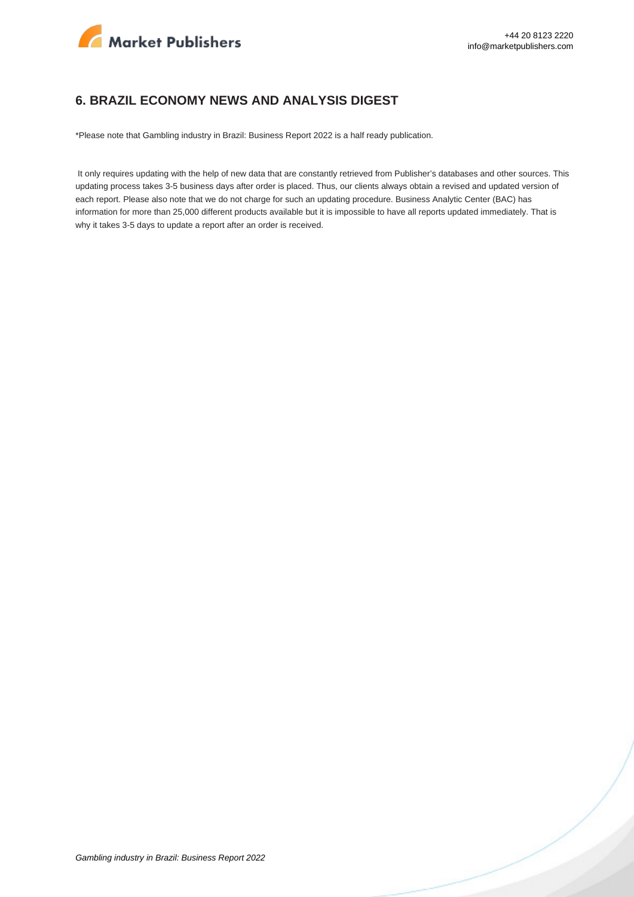## 6. BRAZIL ECONOMY NEWS AND ANALYSIS DIGEST

*Please note that Gambling industry in Brazil: Business Report 2022 is a half ready publication.

It only requires updating with the help of new data that are constantly retrieved from Publisher's databases and other sources. This updating process takes 3-5 business days after order is placed. Thus, our clients always obtain a revised and updated version of each report. Please also note that we do not charge for such an updating procedure. Business Analytic Center (BAC) has information for more than 25,000 different products available but it is impossible to have all reports updated immediately. That is why it takes 3-5 days to update a report after an order is received.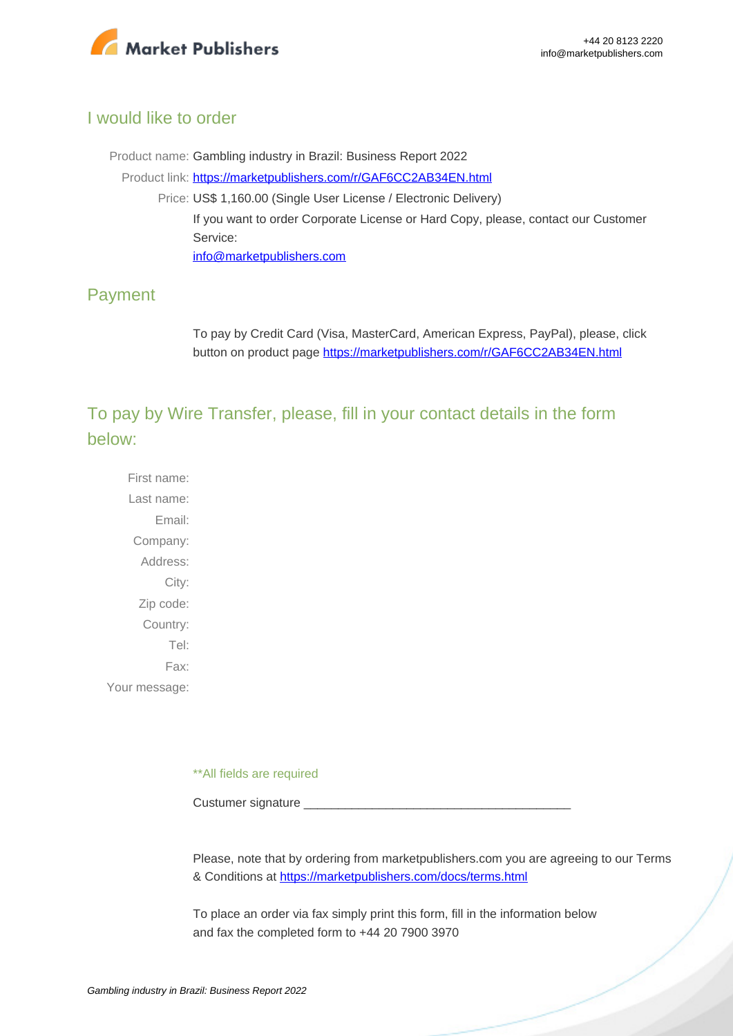## I would like to order

Product name: Gambling industry in Brazil: Business Report 2022

Product link: https://marketpublishers.com/r/GAF6CC2AB34EN.html

Price: US$ 1,160.00 (Single User License / Electronic Delivery)

If you want to order Corporate License or Hard Copy, please, contact our Customer Service:

info@marketpublishers.com

## Payment

To pay by Credit Card (Visa, MasterCard, American Express, PayPal), please, click button on product page https://marketpublishers.com/r/GAF6CC2AB34EN.html

## To pay by Wire Transfer, please, fill in your contact details in the form below:

First name:

Last name:

Email:

Company:

Address:

City:

Zip code:

Country:

Tel:

Fax:

Your message:

**All fields are required

Custumer signature _______________________________________

Please, note that by ordering from marketpublishers.com you are agreeing to our Terms & Conditions at https://marketpublishers.com/docs/terms.html

To place an order via fax simply print this form, fill in the information below and fax the completed form to +44 20 7900 3970